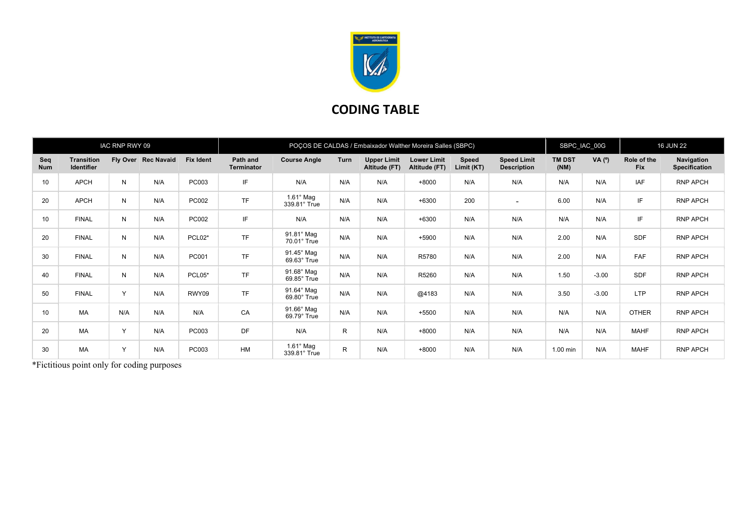# CODING TABLE

| IAC RNP RWY 09 | | | | POÇOS DE CALDAS / Embaixador Walther Moreira Salles (SBPC) | | | | | | | SBPC_IAC_00G | | 16 JUN 22 | |
|---|---|---|---|---|---|---|---|---|---|---|---|---|---|---|
| **Seq Num** | **Transition Identifier** | **Fly Over** | **Rec Navaid** | **Fix Ident** | **Path and Terminator** | **Course Angle** | **Turn** | **Upper Limit Altitude (FT)** | **Lower Limit Altitude (FT)** | **Speed Limit (KT)** | **Speed Limit Description** | **TM DST (NM)** | **VA (º)** | **Role of the Fix** | **Navigation Specification** |
| 10 | APCH | N | N/A | PC003 | IF | N/A | N/A | N/A | +8000 | N/A | N/A | N/A | N/A | IAF | RNP APCH |
| 20 | APCH | N | N/A | PC002 | TF | 1.61° Mag 339.81° True | N/A | N/A | +6300 | 200 | - | 6.00 | N/A | IF | RNP APCH |
| 10 | FINAL | N | N/A | PC002 | IF | N/A | N/A | N/A | +6300 | N/A | N/A | N/A | N/A | IF | RNP APCH |
| 20 | FINAL | N | N/A | PCL02* | TF | 91.81° Mag 70.01° True | N/A | N/A | +5900 | N/A | N/A | 2.00 | N/A | SDF | RNP APCH |
| 30 | FINAL | N | N/A | PC001 | TF | 91.45° Mag 69.63° True | N/A | N/A | R5780 | N/A | N/A | 2.00 | N/A | FAF | RNP APCH |
| 40 | FINAL | N | N/A | PCL05* | TF | 91.68° Mag 69.85° True | N/A | N/A | R5260 | N/A | N/A | 1.50 | -3.00 | SDF | RNP APCH |
| 50 | FINAL | Y | N/A | RWY09 | TF | 91.64° Mag 69.80° True | N/A | N/A | @4183 | N/A | N/A | 3.50 | -3.00 | LTP | RNP APCH |
| 10 | MA | N/A | N/A | N/A | CA | 91.66° Mag 69.79° True | N/A | N/A | +5500 | N/A | N/A | N/A | N/A | OTHER | RNP APCH |
| 20 | MA | Y | N/A | PC003 | DF | N/A | R | N/A | +8000 | N/A | N/A | N/A | N/A | MAHF | RNP APCH |
| 30 | MA | Y | N/A | PC003 | HM | 1.61° Mag 339.81° True | R | N/A | +8000 | N/A | N/A | 1.00 min | N/A | MAHF | RNP APCH |

*Fictitious point only for coding purposes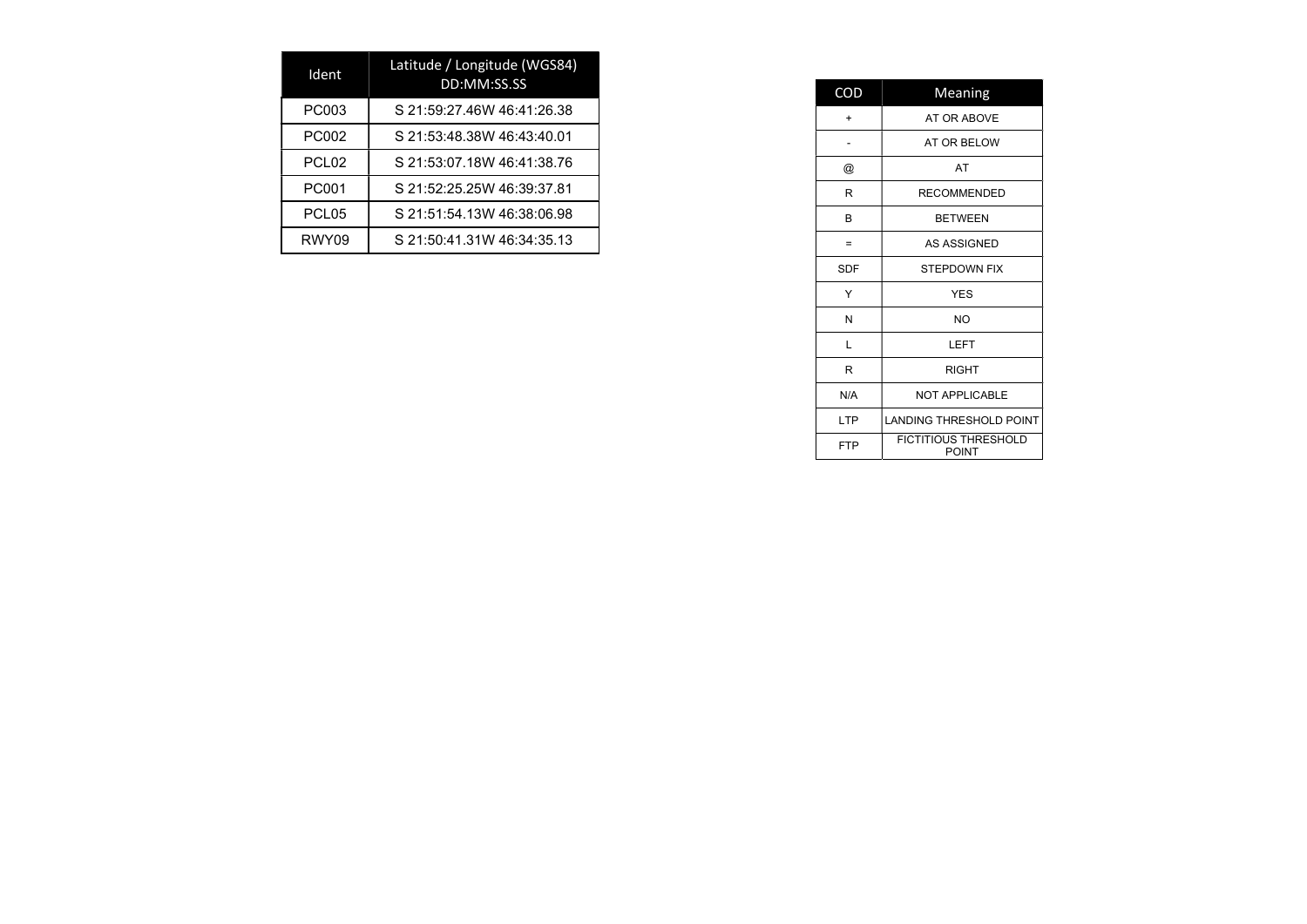| Ident | Latitude / Longitude (WGS84) DD:MM:SS.SS |
|---|---|
| PC003 | S 21:59:27.46W 46:41:26.38 |
| PC002 | S 21:53:48.38W 46:43:40.01 |
| PCL02 | S 21:53:07.18W 46:41:38.76 |
| PC001 | S 21:52:25.25W 46:39:37.81 |
| PCL05 | S 21:51:54.13W 46:38:06.98 |
| RWY09 | S 21:50:41.31W 46:34:35.13 |

| COD | Meaning |
|---|---|
| + | AT OR ABOVE |
| - | AT OR BELOW |
| @ | AT |
| R | RECOMMENDED |
| B | BETWEEN |
| = | AS ASSIGNED |
| SDF | STEPDOWN FIX |
| Y | YES |
| N | NO |
| L | LEFT |
| R | RIGHT |
| N/A | NOT APPLICABLE |
| LTP | LANDING THRESHOLD POINT |
| FTP | FICTITIOUS THRESHOLD POINT |